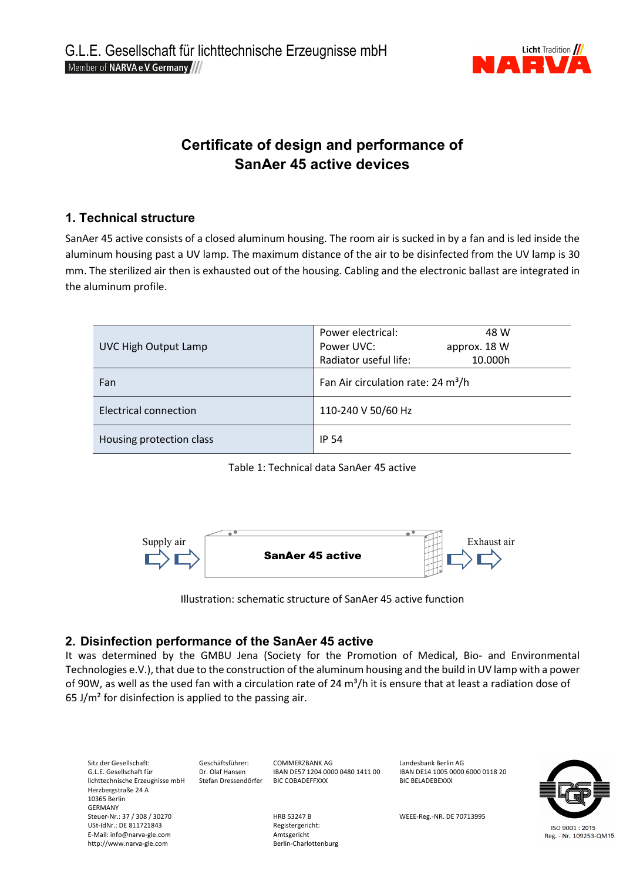G.L.E. Gesellschaft für lichttechnische Erzeugnisse mbH

Member of NARVA e.V. Germany

# Certificate of design and performance of SanAer 45 active devices

## 1. Technical structure

SanAer 45 active consists of a closed aluminum housing. The room air is sucked in by a fan and is led inside the aluminum housing past a UV lamp. The maximum distance of the air to be disinfected from the UV lamp is 30 mm. The sterilized air then is exhausted out of the housing. Cabling and the electronic ballast are integrated in the aluminum profile.

| | |
|---|---|
| UVC High Output Lamp | Power electrical: 48 W<br>Power UVC: approx. 18 W<br>Radiator useful life: 10.000h |
| Fan | Fan Air circulation rate: 24 m³/h |
| Electrical connection | 110-240 V 50/60 Hz |
| Housing protection class | IP 54 |

Table 1: Technical data SanAer 45 active

Supply air → **SanAer 45 active** → Exhaust air

Illustration: schematic structure of SanAer 45 active function

## 2. Disinfection performance of the SanAer 45 active

It was determined by the GMBU Jena (Society for the Promotion of Medical, Bio- and Environmental Technologies e.V.), that due to the construction of the aluminum housing and the build in UV lamp with a power of 90W, as well as the used fan with a circulation rate of 24 m³/h it is ensure that at least a radiation dose of 65 J/m² for disinfection is applied to the passing air.

Sitz der Gesellschaft:
G.L.E. Gesellschaft für lichttechnische Erzeugnisse mbH
Herzbergstraße 24 A
10365 Berlin
GERMANY
Steuer-Nr.: 37 / 308 / 30270
USt-IdNr.: DE 811721843
E-Mail: info@narva-gle.com
http://www.narva-gle.com

Geschäftsführer:
Dr. Olaf Hansen
Stefan Dressendörfer

COMMERZBANK AG
IBAN DE57 1204 0000 0480 1411 00
BIC COBADEFFXXX

HRB 53247 B
Registergericht:
Amtsgericht
Berlin-Charlottenburg

Landesbank Berlin AG
IBAN DE14 1005 0000 6000 0118 20
BIC BELADEBEXXX

WEEE-Reg.-NR. DE 70713995

ISO 9001 : 2015
Reg. - Nr. 109253-QM15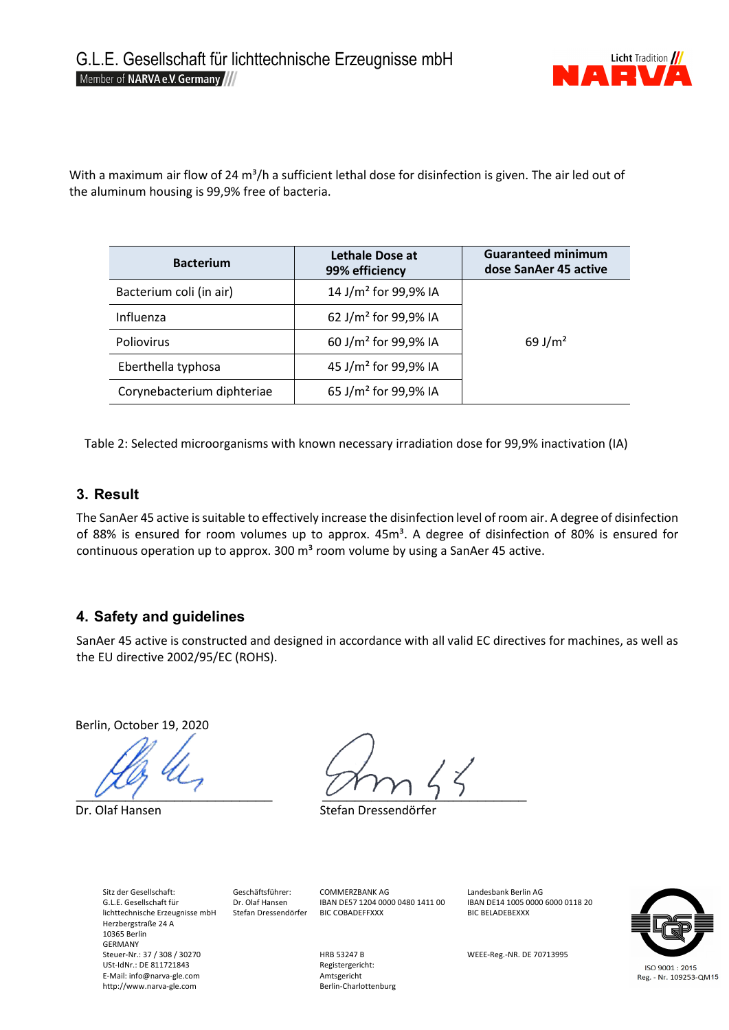With a maximum air flow of 24 $m^3/h$ a sufficient lethal dose for disinfection is given. The air led out of the aluminum housing is 99,9% free of bacteria.

| Bacterium | Lethale Dose at 99% efficiency | Guaranteed minimum dose SanAer 45 active |
|---|---|---|
| Bacterium coli (in air) | 14 $J/m^2$ for 99,9% IA | 69 $J/m^2$ |
| Influenza | 62 $J/m^2$ for 99,9% IA | |
| Poliovirus | 60 $J/m^2$ for 99,9% IA | |
| Eberthella typhosa | 45 $J/m^2$ for 99,9% IA | |
| Corynebacterium diphteriae | 65 $J/m^2$ for 99,9% IA | |

Table 2: Selected microorganisms with known necessary irradiation dose for 99,9% inactivation (IA)

## 3. Result

The SanAer 45 active is suitable to effectively increase the disinfection level of room air. A degree of disinfection of 88% is ensured for room volumes up to approx. 45$m^3$. A degree of disinfection of 80% is ensured for continuous operation up to approx. 300 $m^3$ room volume by using a SanAer 45 active.

## 4. Safety and guidelines

SanAer 45 active is constructed and designed in accordance with all valid EC directives for machines, as well as the EU directive 2002/95/EC (ROHS).

Berlin, October 19, 2020

Dr. Olaf Hansen

Stefan Dressendörfer

Sitz der Gesellschaft:
G.L.E. Gesellschaft für lichttechnische Erzeugnisse mbH
Herzbergstraße 24 A
10365 Berlin
GERMANY
Steuer-Nr.: 37 / 308 / 30270
USt-IdNr.: DE 811721843
E-Mail: info@narva-gle.com
http://www.narva-gle.com

Geschäftsführer:
Dr. Olaf Hansen
Stefan Dressendörfer

COMMERZBANK AG
IBAN DE57 1204 0000 0480 1411 00
BIC COBADEFFXXX

HRB 53247 B
Registergericht:
Amtsgericht
Berlin-Charlottenburg

Landesbank Berlin AG
IBAN DE14 1005 0000 6000 0118 20
BIC BELADEBEXXX

WEEE-Reg.-NR. DE 70713995

ISO 9001 : 2015
Reg. - Nr. 109253-QM15